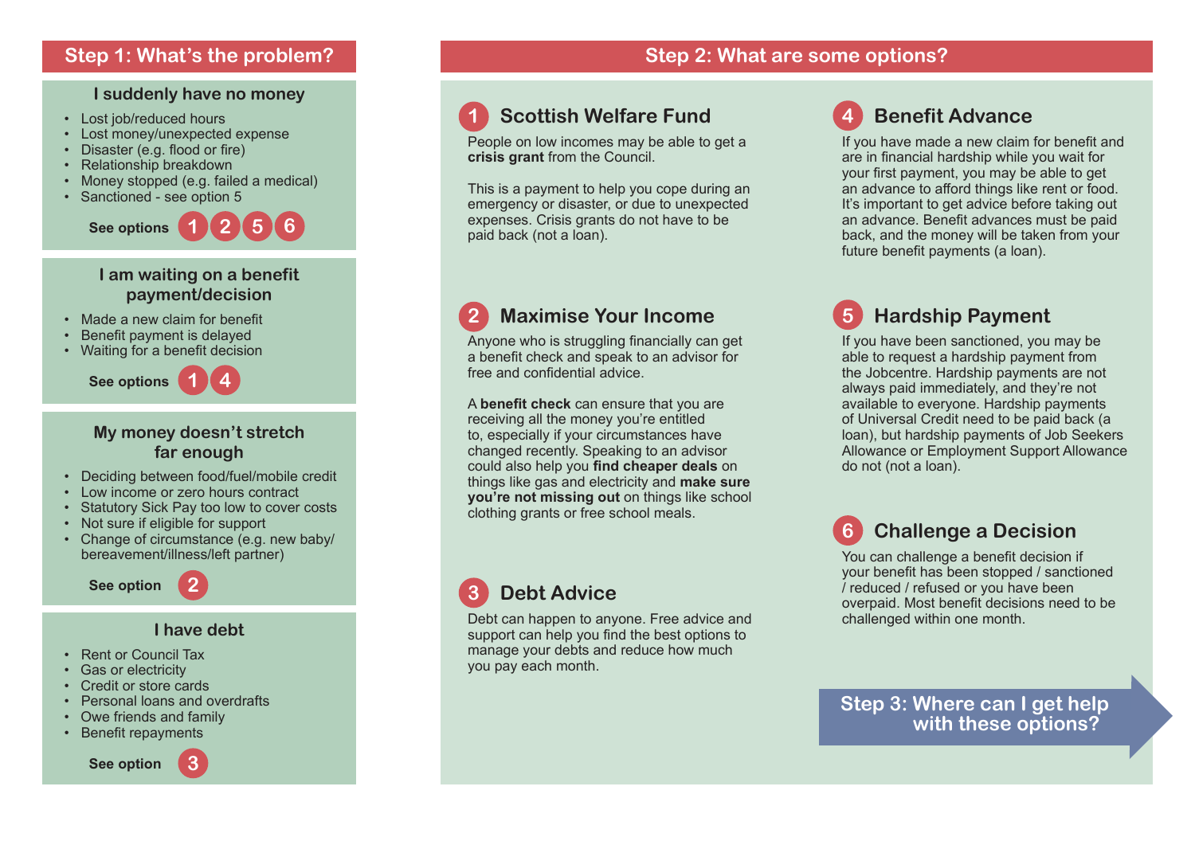## Step 1: What's the problem?

### I suddenly have no money

- Lost job/reduced hours
- Lost money/unexpected expense
- Disaster (e.g. flood or fire)
- Relationship breakdown
- Money stopped (e.g. failed a medical)
- Sanctioned - see option 5

**See options** 1 2 5 6

### I am waiting on a benefit payment/decision

- Made a new claim for benefit
- Benefit payment is delayed
- Waiting for a benefit decision

**See options** 1 4

### My money doesn't stretch far enough

- Deciding between food/fuel/mobile credit
- Low income or zero hours contract
- Statutory Sick Pay too low to cover costs
- Not sure if eligible for support
- Change of circumstance (e.g. new baby/ bereavement/illness/left partner)

**See option** 2

### I have debt

- Rent or Council Tax
- Gas or electricity
- Credit or store cards
- Personal loans and overdrafts
- Owe friends and family
- Benefit repayments

**See option** 3

## Step 2: What are some options?

### 1 Scottish Welfare Fund

People on low incomes may be able to get a **crisis grant** from the Council.

This is a payment to help you cope during an emergency or disaster, or due to unexpected expenses. Crisis grants do not have to be paid back (not a loan).

### 2 Maximise Your Income

Anyone who is struggling financially can get a benefit check and speak to an advisor for free and confidential advice.

A **benefit check** can ensure that you are receiving all the money you're entitled to, especially if your circumstances have changed recently. Speaking to an advisor could also help you **find cheaper deals** on things like gas and electricity and **make sure you're not missing out** on things like school clothing grants or free school meals.

### 3 Debt Advice

Debt can happen to anyone. Free advice and support can help you find the best options to manage your debts and reduce how much you pay each month.

### 4 Benefit Advance

If you have made a new claim for benefit and are in financial hardship while you wait for your first payment, you may be able to get an advance to afford things like rent or food. It's important to get advice before taking out an advance. Benefit advances must be paid back, and the money will be taken from your future benefit payments (a loan).

### 5 Hardship Payment

If you have been sanctioned, you may be able to request a hardship payment from the Jobcentre. Hardship payments are not always paid immediately, and they're not available to everyone. Hardship payments of Universal Credit need to be paid back (a loan), but hardship payments of Job Seekers Allowance or Employment Support Allowance do not (not a loan).

### 6 Challenge a Decision

You can challenge a benefit decision if your benefit has been stopped / sanctioned / reduced / refused or you have been overpaid. Most benefit decisions need to be challenged within one month.

**Step 3: Where can I get help with these options?**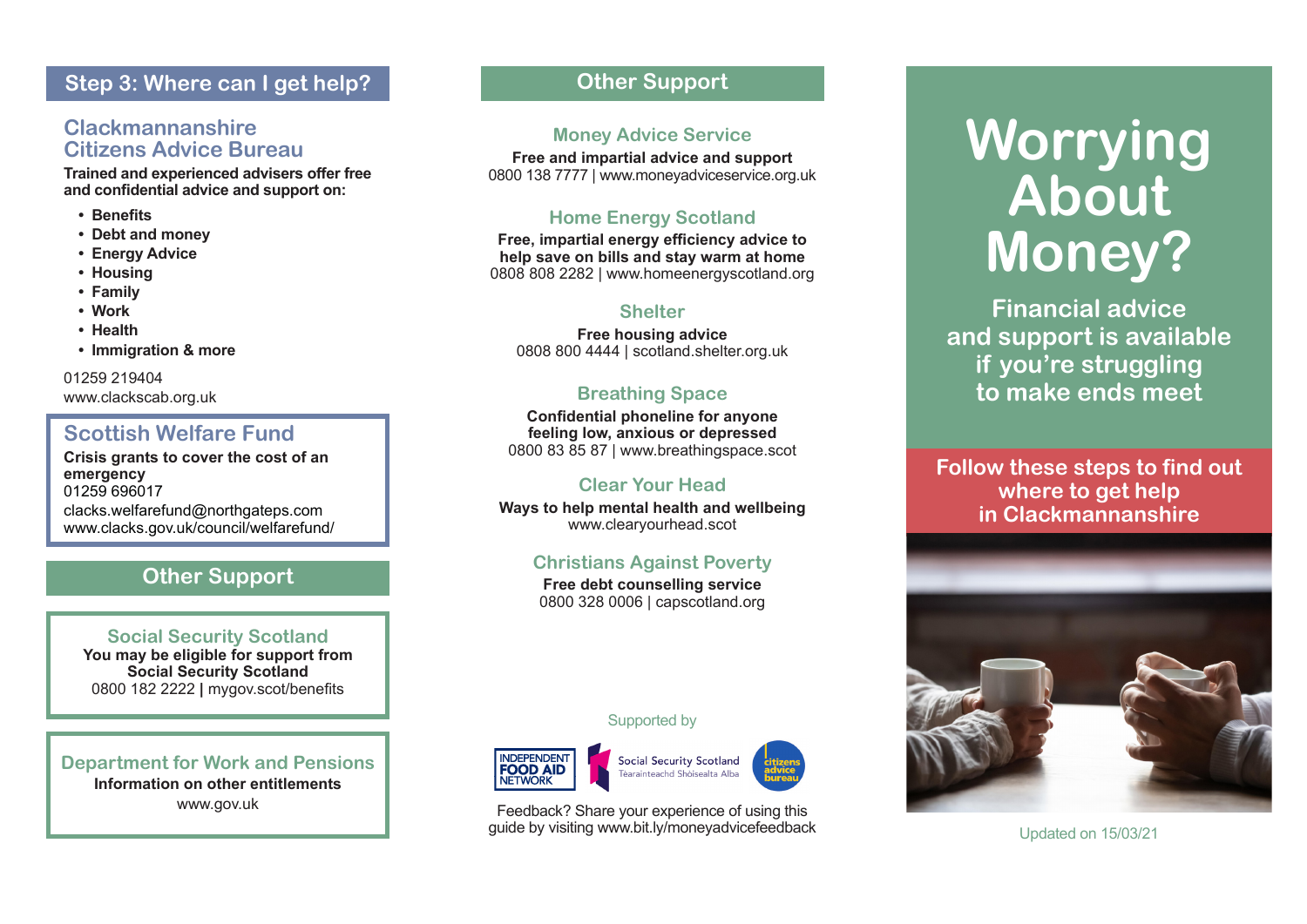## Step 3: Where can I get help?

### Clackmannanshire Citizens Advice Bureau

**Trained and experienced advisers offer free and confidential advice and support on:**

- **Benefits**
- **Debt and money**
- **Energy Advice**
- **Housing**
- **Family**
- **Work**
- **Health**
- **Immigration & more**

01259 219404
www.clackscab.org.uk

### Scottish Welfare Fund

**Crisis grants to cover the cost of an emergency**
01259 696017
clacks.welfarefund@northgateps.com
www.clacks.gov.uk/council/welfarefund/

## Other Support

### Social Security Scotland

**You may be eligible for support from Social Security Scotland**
0800 182 2222 **|** mygov.scot/benefits

### Department for Work and Pensions

**Information on other entitlements**
www.gov.uk

## Other Support

### Money Advice Service

**Free and impartial advice and support**
0800 138 7777 | www.moneyadviceservice.org.uk

### Home Energy Scotland

**Free, impartial energy efficiency advice to help save on bills and stay warm at home**
0808 808 2282 | www.homeenergyscotland.org

### Shelter

**Free housing advice**
0808 800 4444 | scotland.shelter.org.uk

### Breathing Space

**Confidential phoneline for anyone feeling low, anxious or depressed**
0800 83 85 87 | www.breathingspace.scot

### Clear Your Head

**Ways to help mental health and wellbeing**
www.clearyourhead.scot

### Christians Against Poverty

**Free debt counselling service**
0800 328 0006 | capscotland.org

Supported by

INDEPENDENT FOOD AID NETWORK | Social Security Scotland Tèarainteachd Shòisealta Alba | citizens advice bureau

Feedback? Share your experience of using this guide by visiting www.bit.ly/moneyadvicefeedback

# Worrying About Money?

**Financial advice and support is available if you're struggling to make ends meet**

**Follow these steps to find out where to get help in Clackmannanshire**

Updated on 15/03/21